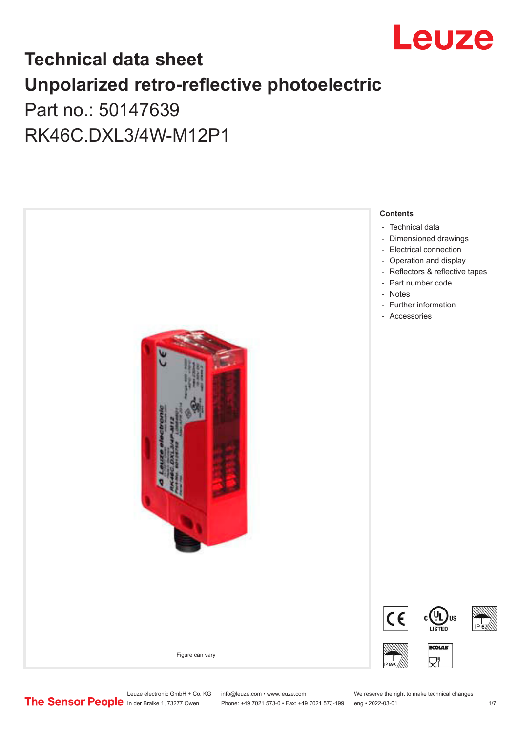# Technical data sheet

# Unpolarized retro-reflective photoelectric

## Part no.: 50147639

## RK46C.DXL3/4W-M12P1

Figure can vary

**Contents**

- Technical data
- Dimensioned drawings
- Electrical connection
- Operation and display
- Reflectors & reflective tapes
- Part number code
- Notes
- Further information
- Accessories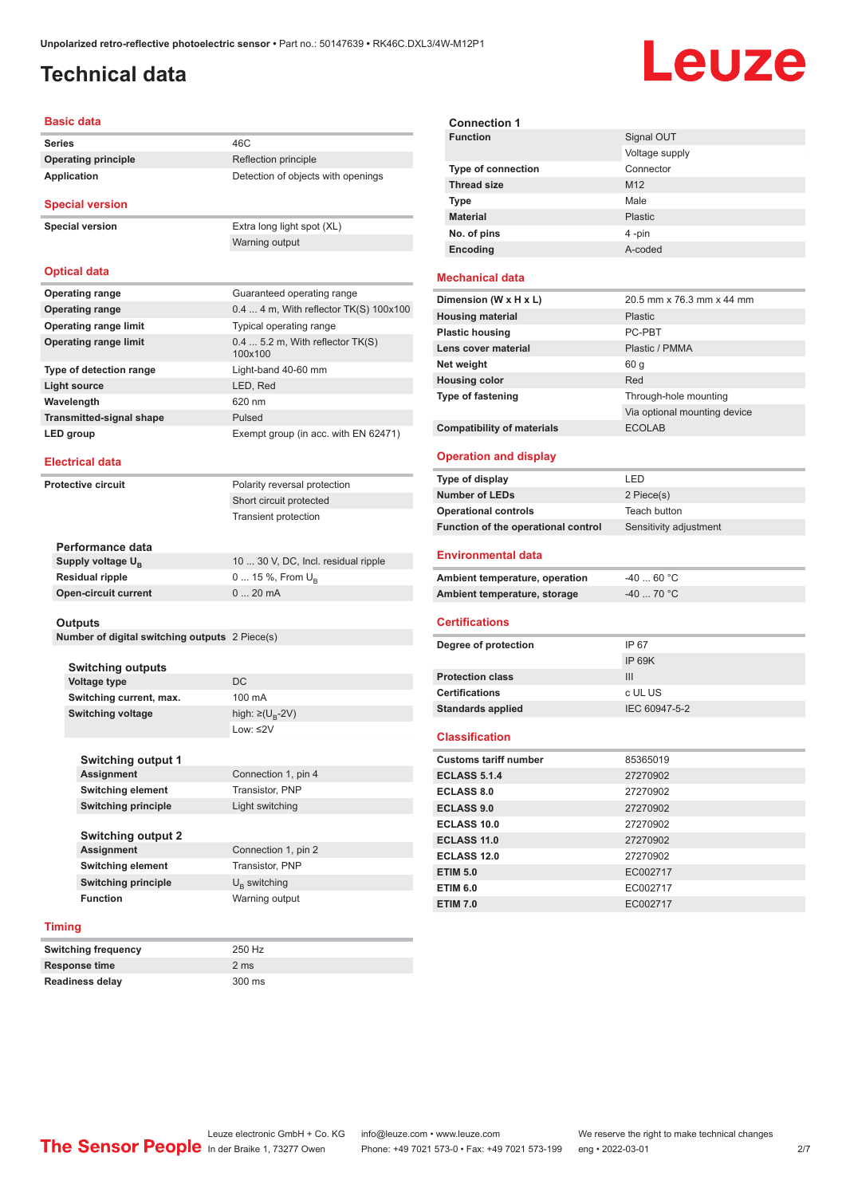# Technical data

## Basic data

| | |
|---|---|
| **Series** | 46C |
| **Operating principle** | Reflection principle |
| **Application** | Detection of objects with openings |

## Special version

| | |
|---|---|
| **Special version** | Extra long light spot (XL) |
| | Warning output |

## Optical data

| | |
|---|---|
| **Operating range** | Guaranteed operating range |
| **Operating range** | 0.4 ... 4 m, With reflector TK(S) 100x100 |
| **Operating range limit** | Typical operating range |
| **Operating range limit** | 0.4 ... 5.2 m, With reflector TK(S) 100x100 |
| **Type of detection range** | Light-band 40-60 mm |
| **Light source** | LED, Red |
| **Wavelength** | 620 nm |
| **Transmitted-signal shape** | Pulsed |
| **LED group** | Exempt group (in acc. with EN 62471) |

## Electrical data

| | |
|---|---|
| **Protective circuit** | Polarity reversal protection |
| | Short circuit protected |
| | Transient protection |

### Performance data

| | |
|---|---|
| **Supply voltage $U_B$** | 10 ... 30 V, DC, Incl. residual ripple |
| **Residual ripple** | 0 ... 15 %, From $U_B$ |
| **Open-circuit current** | 0 ... 20 mA |

### Outputs

| | |
|---|---|
| **Number of digital switching outputs** | 2 Piece(s) |

#### Switching outputs

| | |
|---|---|
| **Voltage type** | DC |
| **Switching current, max.** | 100 mA |
| **Switching voltage** | high: ≥($U_B$-2V) |
| | Low: ≤2V |

##### Switching output 1

| | |
|---|---|
| **Assignment** | Connection 1, pin 4 |
| **Switching element** | Transistor, PNP |
| **Switching principle** | Light switching |

##### Switching output 2

| | |
|---|---|
| **Assignment** | Connection 1, pin 2 |
| **Switching element** | Transistor, PNP |
| **Switching principle** | $U_B$ switching |
| **Function** | Warning output |

## Timing

| | |
|---|---|
| **Switching frequency** | 250 Hz |
| **Response time** | 2 ms |
| **Readiness delay** | 300 ms |

### Connection 1

| | |
|---|---|
| **Function** | Signal OUT |
| | Voltage supply |
| **Type of connection** | Connector |
| **Thread size** | M12 |
| **Type** | Male |
| **Material** | Plastic |
| **No. of pins** | 4 -pin |
| **Encoding** | A-coded |

## Mechanical data

| | |
|---|---|
| **Dimension (W x H x L)** | 20.5 mm x 76.3 mm x 44 mm |
| **Housing material** | Plastic |
| **Plastic housing** | PC-PBT |
| **Lens cover material** | Plastic / PMMA |
| **Net weight** | 60 g |
| **Housing color** | Red |
| **Type of fastening** | Through-hole mounting |
| | Via optional mounting device |
| **Compatibility of materials** | ECOLAB |

## Operation and display

| | |
|---|---|
| **Type of display** | LED |
| **Number of LEDs** | 2 Piece(s) |
| **Operational controls** | Teach button |
| **Function of the operational control** | Sensitivity adjustment |

## Environmental data

| | |
|---|---|
| **Ambient temperature, operation** | -40 ... 60 °C |
| **Ambient temperature, storage** | -40 ... 70 °C |

## Certifications

| | |
|---|---|
| **Degree of protection** | IP 67 |
| | IP 69K |
| **Protection class** | III |
| **Certifications** | c UL US |
| **Standards applied** | IEC 60947-5-2 |

## Classification

| | |
|---|---|
| **Customs tariff number** | 85365019 |
| **ECLASS 5.1.4** | 27270902 |
| **ECLASS 8.0** | 27270902 |
| **ECLASS 9.0** | 27270902 |
| **ECLASS 10.0** | 27270902 |
| **ECLASS 11.0** | 27270902 |
| **ECLASS 12.0** | 27270902 |
| **ETIM 5.0** | EC002717 |
| **ETIM 6.0** | EC002717 |
| **ETIM 7.0** | EC002717 |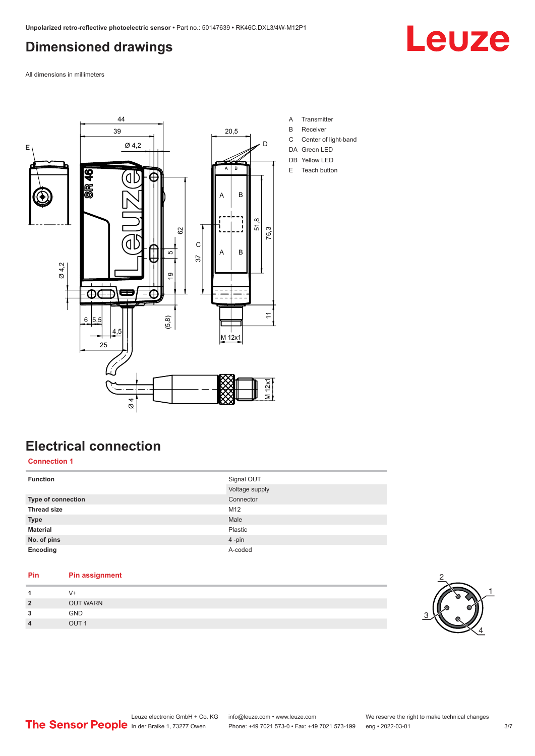# Dimensioned drawings

All dimensions in millimeters

A Transmitter
B Receiver
C Center of light-band
DA Green LED
DB Yellow LED
E Teach button

# Electrical connection

## Connection 1

| | |
|---|---|
| **Function** | Signal OUT |
| | Voltage supply |
| **Type of connection** | Connector |
| **Thread size** | M12 |
| **Type** | Male |
| **Material** | Plastic |
| **No. of pins** | 4 -pin |
| **Encoding** | A-coded |

| Pin | Pin assignment |
|---|---|
| 1 | V+ |
| 2 | OUT WARN |
| 3 | GND |
| 4 | OUT 1 |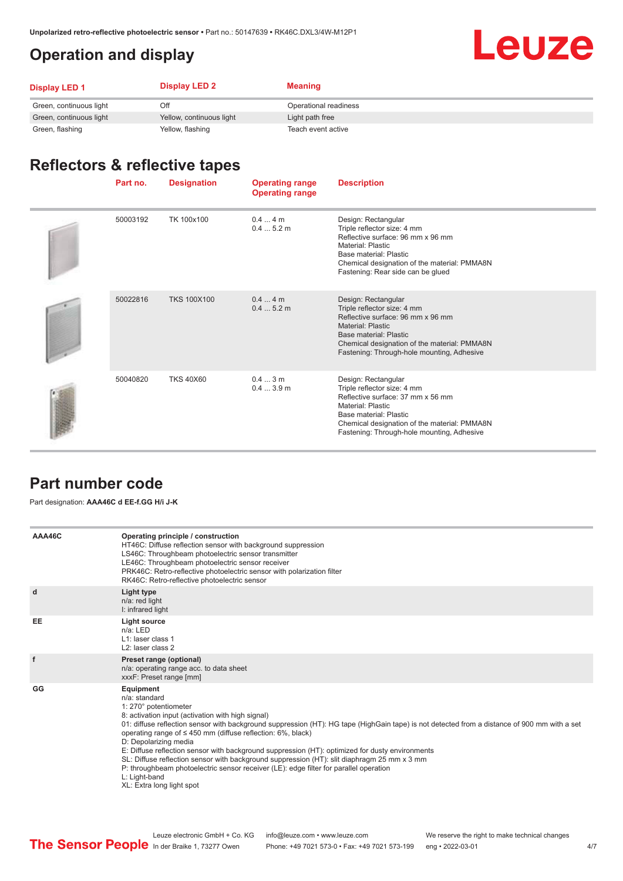## Operation and display

| Display LED 1 | Display LED 2 | Meaning |
|---|---|---|
| Green, continuous light | Off | Operational readiness |
| Green, continuous light | Yellow, continuous light | Light path free |
| Green, flashing | Yellow, flashing | Teach event active |

## Reflectors & reflective tapes

| Part no. | Designation | Operating range<br>Operating range | Description |
|---|---|---|---|
| 50003192 | TK 100x100 | 0.4 ... 4 m<br>0.4 ... 5.2 m | Design: Rectangular<br>Triple reflector size: 4 mm<br>Reflective surface: 96 mm x 96 mm<br>Material: Plastic<br>Base material: Plastic<br>Chemical designation of the material: PMMA8N<br>Fastening: Rear side can be glued |
| 50022816 | TKS 100X100 | 0.4 ... 4 m<br>0.4 ... 5.2 m | Design: Rectangular<br>Triple reflector size: 4 mm<br>Reflective surface: 96 mm x 96 mm<br>Material: Plastic<br>Base material: Plastic<br>Chemical designation of the material: PMMA8N<br>Fastening: Through-hole mounting, Adhesive |
| 50040820 | TKS 40X60 | 0.4 ... 3 m<br>0.4 ... 3.9 m | Design: Rectangular<br>Triple reflector size: 4 mm<br>Reflective surface: 37 mm x 56 mm<br>Material: Plastic<br>Base material: Plastic<br>Chemical designation of the material: PMMA8N<br>Fastening: Through-hole mounting, Adhesive |

## Part number code

Part designation: **AAA46C d EE-f.GG H/i J-K**

| | |
|---|---|
| AAA46C | **Operating principle / construction**<br>HT46C: Diffuse reflection sensor with background suppression<br>LS46C: Throughbeam photoelectric sensor transmitter<br>LE46C: Throughbeam photoelectric sensor receiver<br>PRK46C: Retro-reflective photoelectric sensor with polarization filter<br>RK46C: Retro-reflective photoelectric sensor |
| d | **Light type**<br>n/a: red light<br>I: infrared light |
| EE | **Light source**<br>n/a: LED<br>L1: laser class 1<br>L2: laser class 2 |
| f | **Preset range (optional)**<br>n/a: operating range acc. to data sheet<br>xxxF: Preset range [mm] |
| GG | **Equipment**<br>n/a: standard<br>1: 270° potentiometer<br>8: activation input (activation with high signal)<br>01: diffuse reflection sensor with background suppression (HT): HG tape (HighGain tape) is not detected from a distance of 900 mm with a set operating range of ≤ 450 mm (diffuse reflection: 6%, black)<br>D: Depolarizing media<br>E: Diffuse reflection sensor with background suppression (HT): optimized for dusty environments<br>SL: Diffuse reflection sensor with background suppression (HT): slit diaphragm 25 mm x 3 mm<br>P: throughbeam photoelectric sensor receiver (LE): edge filter for parallel operation<br>L: Light-band<br>XL: Extra long light spot |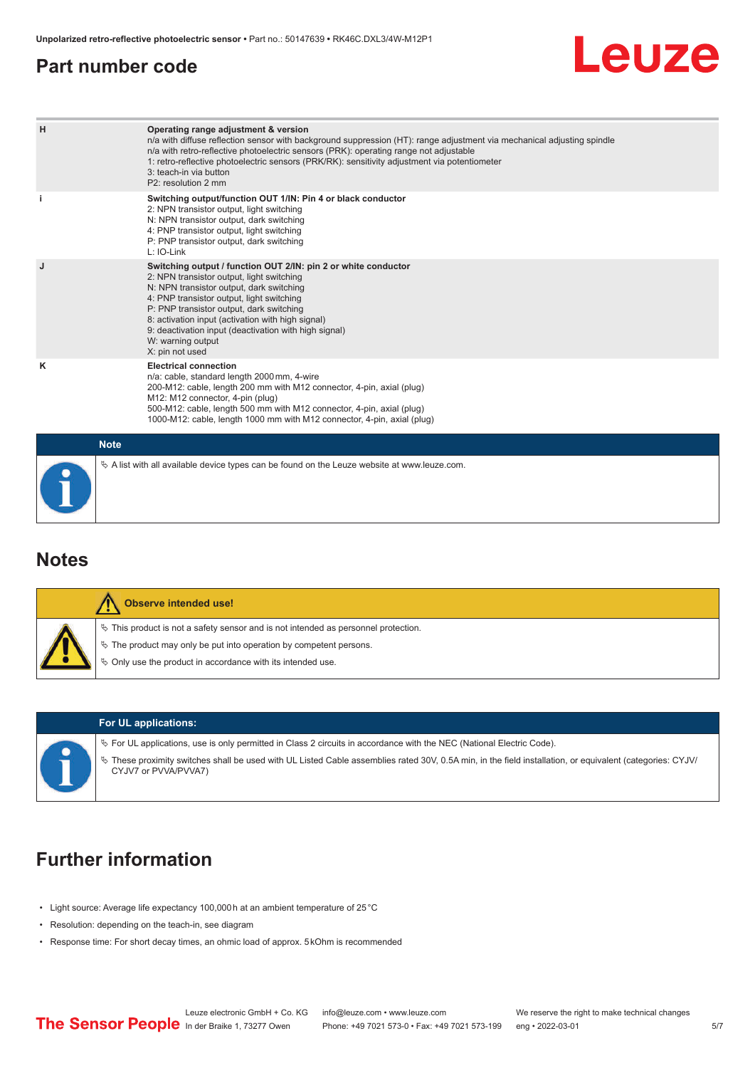## Part number code

| | |
|---|---|
| **H** | **Operating range adjustment & version**<br>n/a with diffuse reflection sensor with background suppression (HT): range adjustment via mechanical adjusting spindle<br>n/a with retro-reflective photoelectric sensors (PRK): operating range not adjustable<br>1: retro-reflective photoelectric sensors (PRK/RK): sensitivity adjustment via potentiometer<br>3: teach-in via button<br>P2: resolution 2 mm |
| **i** | **Switching output/function OUT 1/IN: Pin 4 or black conductor**<br>2: NPN transistor output, light switching<br>N: NPN transistor output, dark switching<br>4: PNP transistor output, light switching<br>P: PNP transistor output, dark switching<br>L: IO-Link |
| **J** | **Switching output / function OUT 2/IN: pin 2 or white conductor**<br>2: NPN transistor output, light switching<br>N: NPN transistor output, dark switching<br>4: PNP transistor output, light switching<br>P: PNP transistor output, dark switching<br>8: activation input (activation with high signal)<br>9: deactivation input (deactivation with high signal)<br>W: warning output<br>X: pin not used |
| **K** | **Electrical connection**<br>n/a: cable, standard length 2000 mm, 4-wire<br>200-M12: cable, length 200 mm with M12 connector, 4-pin, axial (plug)<br>M12: M12 connector, 4-pin (plug)<br>500-M12: cable, length 500 mm with M12 connector, 4-pin, axial (plug)<br>1000-M12: cable, length 1000 mm with M12 connector, 4-pin, axial (plug) |

**Note**

↳ A list with all available device types can be found on the Leuze website at www.leuze.com.

## Notes

**Observe intended use!**

↳ This product is not a safety sensor and is not intended as personnel protection.

↳ The product may only be put into operation by competent persons.

↳ Only use the product in accordance with its intended use.

**For UL applications:**

↳ For UL applications, use is only permitted in Class 2 circuits in accordance with the NEC (National Electric Code).

↳ These proximity switches shall be used with UL Listed Cable assemblies rated 30V, 0.5A min, in the field installation, or equivalent (categories: CYJV/CYJV7 or PVVA/PVVA7)

## Further information

- Light source: Average life expectancy 100,000 h at an ambient temperature of 25 °C
- Resolution: depending on the teach-in, see diagram
- Response time: For short decay times, an ohmic load of approx. 5 kOhm is recommended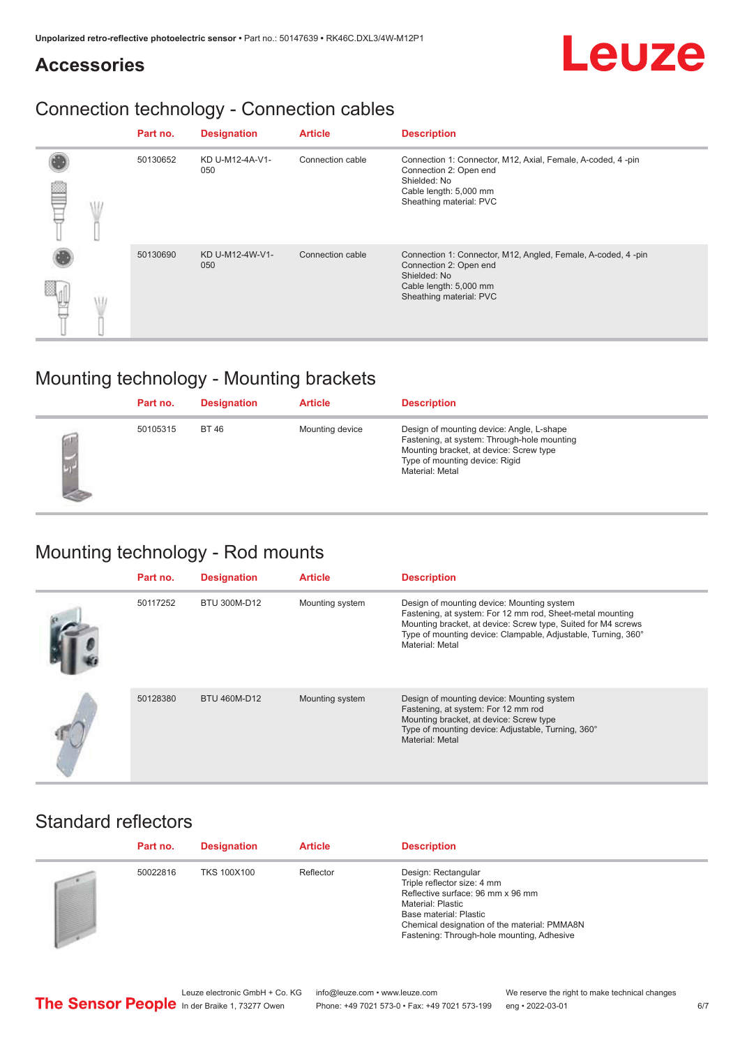# Accessories

## Connection technology - Connection cables

| Part no. | Designation | Article | Description |
|---|---|---|---|
| 50130652 | KD U-M12-4A-V1-050 | Connection cable | Connection 1: Connector, M12, Axial, Female, A-coded, 4 -pin<br>Connection 2: Open end<br>Shielded: No<br>Cable length: 5,000 mm<br>Sheathing material: PVC |
| 50130690 | KD U-M12-4W-V1-050 | Connection cable | Connection 1: Connector, M12, Angled, Female, A-coded, 4 -pin<br>Connection 2: Open end<br>Shielded: No<br>Cable length: 5,000 mm<br>Sheathing material: PVC |

## Mounting technology - Mounting brackets

| Part no. | Designation | Article | Description |
|---|---|---|---|
| 50105315 | BT 46 | Mounting device | Design of mounting device: Angle, L-shape<br>Fastening, at system: Through-hole mounting<br>Mounting bracket, at device: Screw type<br>Type of mounting device: Rigid<br>Material: Metal |

## Mounting technology - Rod mounts

| Part no. | Designation | Article | Description |
|---|---|---|---|
| 50117252 | BTU 300M-D12 | Mounting system | Design of mounting device: Mounting system<br>Fastening, at system: For 12 mm rod, Sheet-metal mounting<br>Mounting bracket, at device: Screw type, Suited for M4 screws<br>Type of mounting device: Clampable, Adjustable, Turning, 360°<br>Material: Metal |
| 50128380 | BTU 460M-D12 | Mounting system | Design of mounting device: Mounting system<br>Fastening, at system: For 12 mm rod<br>Mounting bracket, at device: Screw type<br>Type of mounting device: Adjustable, Turning, 360°<br>Material: Metal |

## Standard reflectors

| Part no. | Designation | Article | Description |
|---|---|---|---|
| 50022816 | TKS 100X100 | Reflector | Design: Rectangular<br>Triple reflector size: 4 mm<br>Reflective surface: 96 mm x 96 mm<br>Material: Plastic<br>Base material: Plastic<br>Chemical designation of the material: PMMA8N<br>Fastening: Through-hole mounting, Adhesive |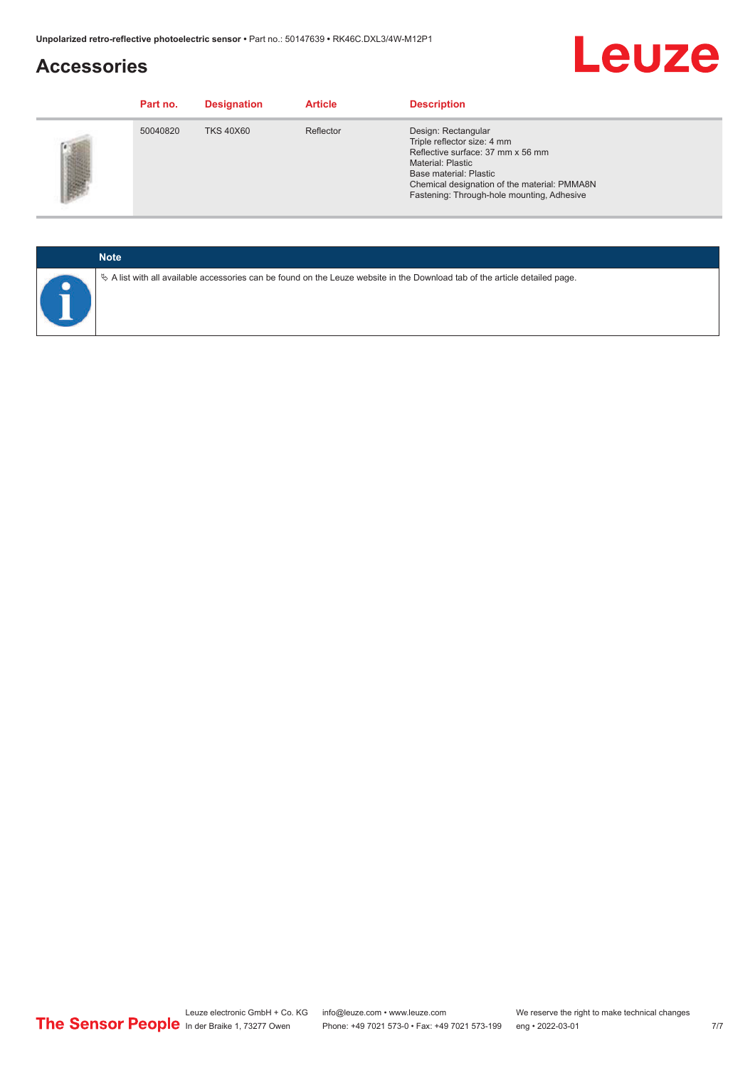## Accessories

| | Part no. | Designation | Article | Description |
|---|---|---|---|---|
| | 50040820 | TKS 40X60 | Reflector | Design: Rectangular<br>Triple reflector size: 4 mm<br>Reflective surface: 37 mm x 56 mm<br>Material: Plastic<br>Base material: Plastic<br>Chemical designation of the material: PMMA8N<br>Fastening: Through-hole mounting, Adhesive |

**Note**

↳ A list with all available accessories can be found on the Leuze website in the Download tab of the article detailed page.